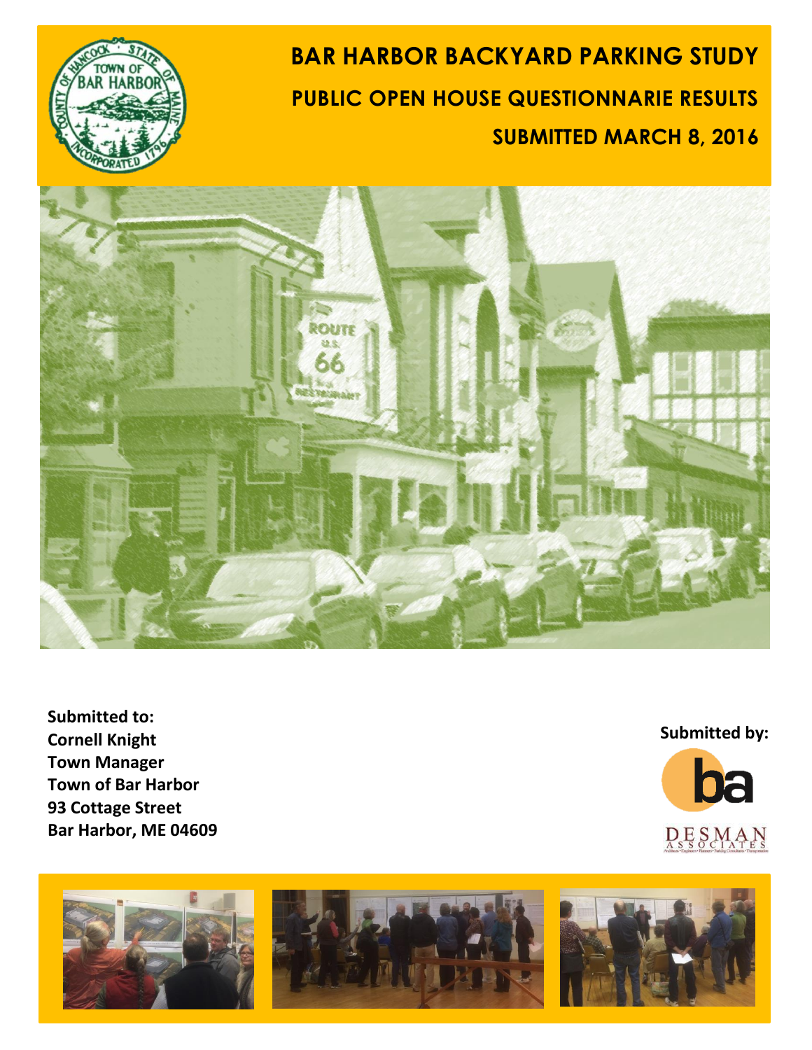# BAR HARBOR BACKYARD PARKING STUDY

## PUBLIC OPEN HOUSE QUESTIONNARIE RESULTS

## SUBMITTED MARCH 8, 2016

**Submitted to:**
**Cornell Knight**
**Town Manager**
**Town of Bar Harbor**
**93 Cottage Street**
**Bar Harbor, ME 04609**

**Submitted by:**

DESMAN ASSOCIATES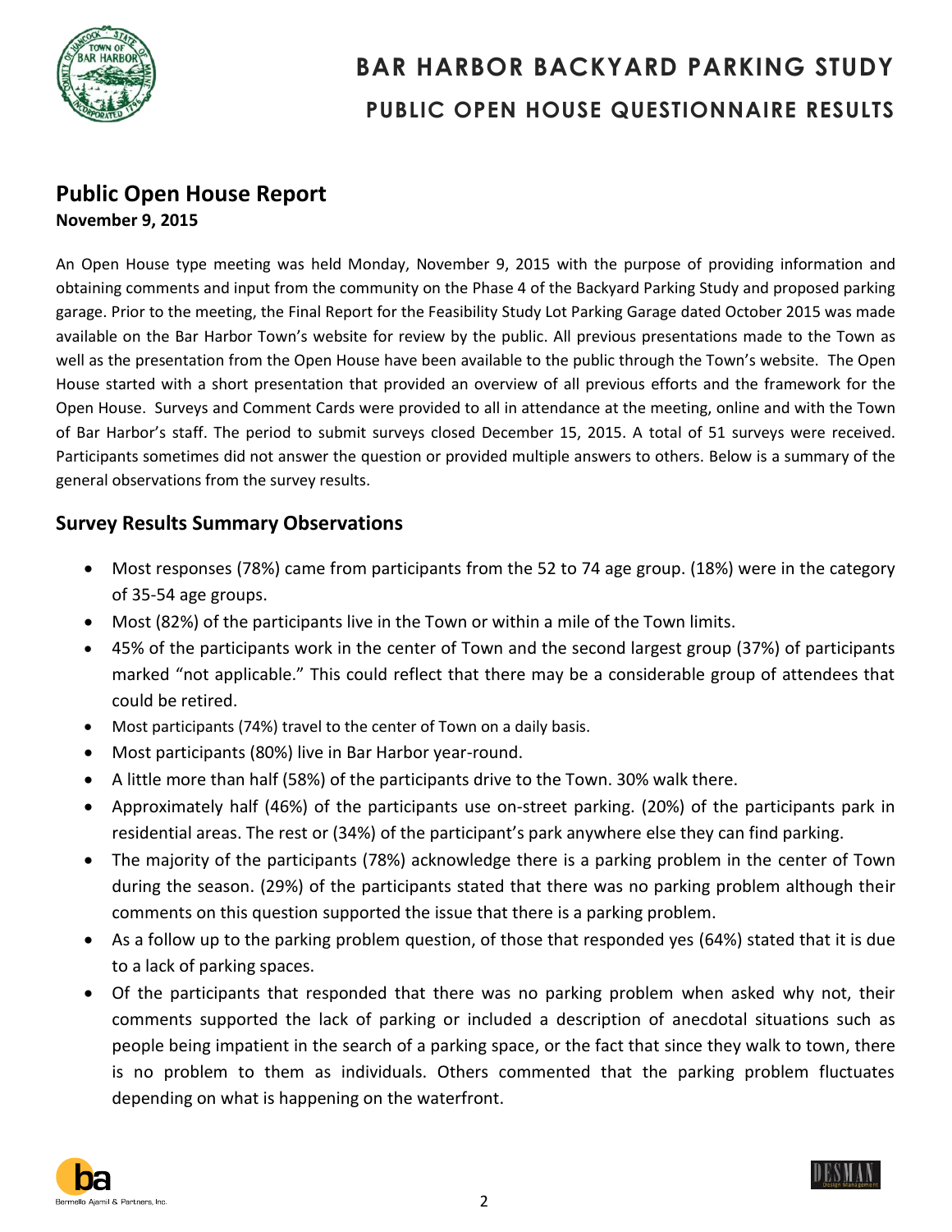# BAR HARBOR BACKYARD PARKING STUDY

## PUBLIC OPEN HOUSE QUESTIONNAIRE RESULTS

## Public Open House Report

**November 9, 2015**

An Open House type meeting was held Monday, November 9, 2015 with the purpose of providing information and obtaining comments and input from the community on the Phase 4 of the Backyard Parking Study and proposed parking garage. Prior to the meeting, the Final Report for the Feasibility Study Lot Parking Garage dated October 2015 was made available on the Bar Harbor Town's website for review by the public. All previous presentations made to the Town as well as the presentation from the Open House have been available to the public through the Town's website. The Open House started with a short presentation that provided an overview of all previous efforts and the framework for the Open House. Surveys and Comment Cards were provided to all in attendance at the meeting, online and with the Town of Bar Harbor's staff. The period to submit surveys closed December 15, 2015. A total of 51 surveys were received. Participants sometimes did not answer the question or provided multiple answers to others. Below is a summary of the general observations from the survey results.

## Survey Results Summary Observations

- Most responses (78%) came from participants from the 52 to 74 age group. (18%) were in the category of 35-54 age groups.
- Most (82%) of the participants live in the Town or within a mile of the Town limits.
- 45% of the participants work in the center of Town and the second largest group (37%) of participants marked "not applicable." This could reflect that there may be a considerable group of attendees that could be retired.
- Most participants (74%) travel to the center of Town on a daily basis.
- Most participants (80%) live in Bar Harbor year-round.
- A little more than half (58%) of the participants drive to the Town. 30% walk there.
- Approximately half (46%) of the participants use on-street parking. (20%) of the participants park in residential areas. The rest or (34%) of the participant's park anywhere else they can find parking.
- The majority of the participants (78%) acknowledge there is a parking problem in the center of Town during the season. (29%) of the participants stated that there was no parking problem although their comments on this question supported the issue that there is a parking problem.
- As a follow up to the parking problem question, of those that responded yes (64%) stated that it is due to a lack of parking spaces.
- Of the participants that responded that there was no parking problem when asked why not, their comments supported the lack of parking or included a description of anecdotal situations such as people being impatient in the search of a parking space, or the fact that since they walk to town, there is no problem to them as individuals. Others commented that the parking problem fluctuates depending on what is happening on the waterfront.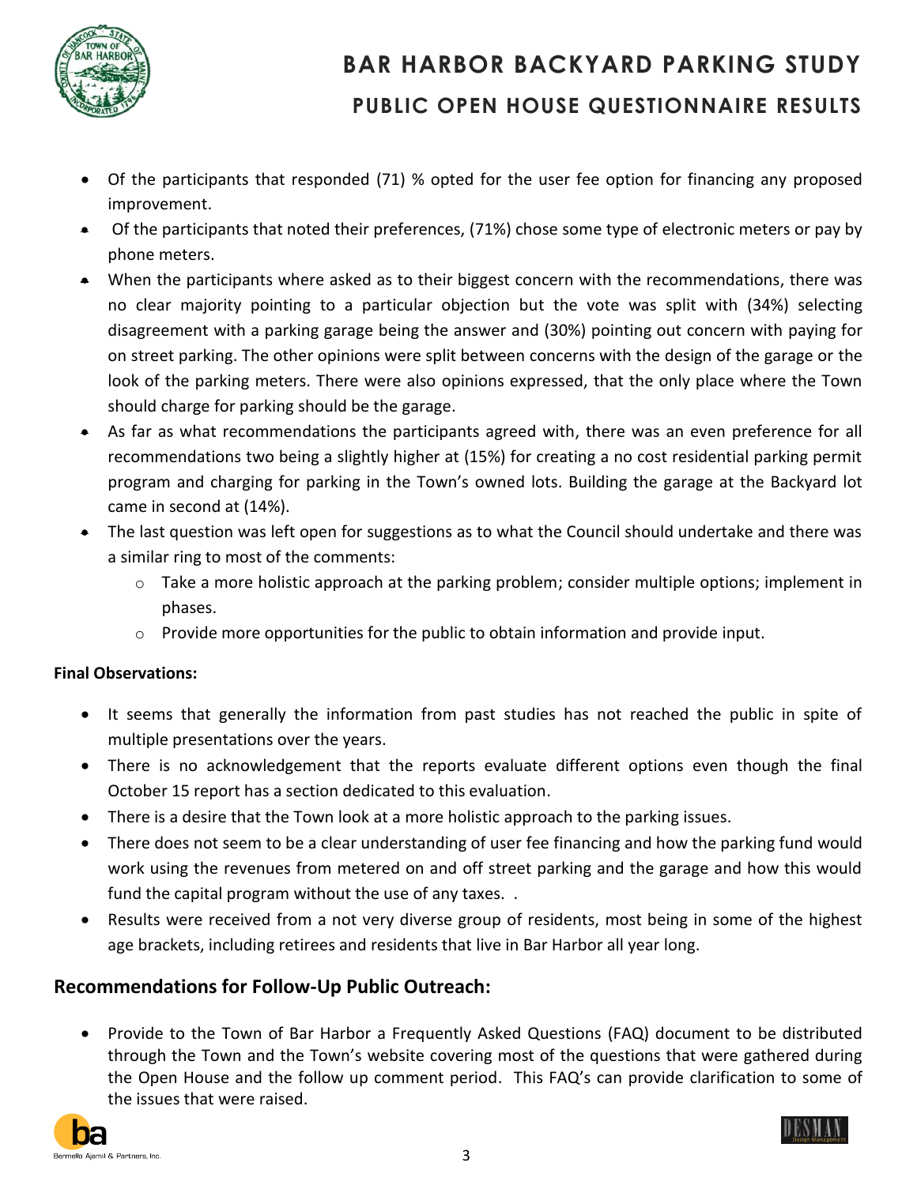- Of the participants that responded (71) % opted for the user fee option for financing any proposed improvement.
- Of the participants that noted their preferences, (71%) chose some type of electronic meters or pay by phone meters.
- When the participants where asked as to their biggest concern with the recommendations, there was no clear majority pointing to a particular objection but the vote was split with (34%) selecting disagreement with a parking garage being the answer and (30%) pointing out concern with paying for on street parking. The other opinions were split between concerns with the design of the garage or the look of the parking meters. There were also opinions expressed, that the only place where the Town should charge for parking should be the garage.
- As far as what recommendations the participants agreed with, there was an even preference for all recommendations two being a slightly higher at (15%) for creating a no cost residential parking permit program and charging for parking in the Town's owned lots. Building the garage at the Backyard lot came in second at (14%).
- The last question was left open for suggestions as to what the Council should undertake and there was a similar ring to most of the comments:
  - Take a more holistic approach at the parking problem; consider multiple options; implement in phases.
  - Provide more opportunities for the public to obtain information and provide input.

**Final Observations:**

- It seems that generally the information from past studies has not reached the public in spite of multiple presentations over the years.
- There is no acknowledgement that the reports evaluate different options even though the final October 15 report has a section dedicated to this evaluation.
- There is a desire that the Town look at a more holistic approach to the parking issues.
- There does not seem to be a clear understanding of user fee financing and how the parking fund would work using the revenues from metered on and off street parking and the garage and how this would fund the capital program without the use of any taxes. .
- Results were received from a not very diverse group of residents, most being in some of the highest age brackets, including retirees and residents that live in Bar Harbor all year long.

## Recommendations for Follow-Up Public Outreach:

- Provide to the Town of Bar Harbor a Frequently Asked Questions (FAQ) document to be distributed through the Town and the Town's website covering most of the questions that were gathered during the Open House and the follow up comment period. This FAQ's can provide clarification to some of the issues that were raised.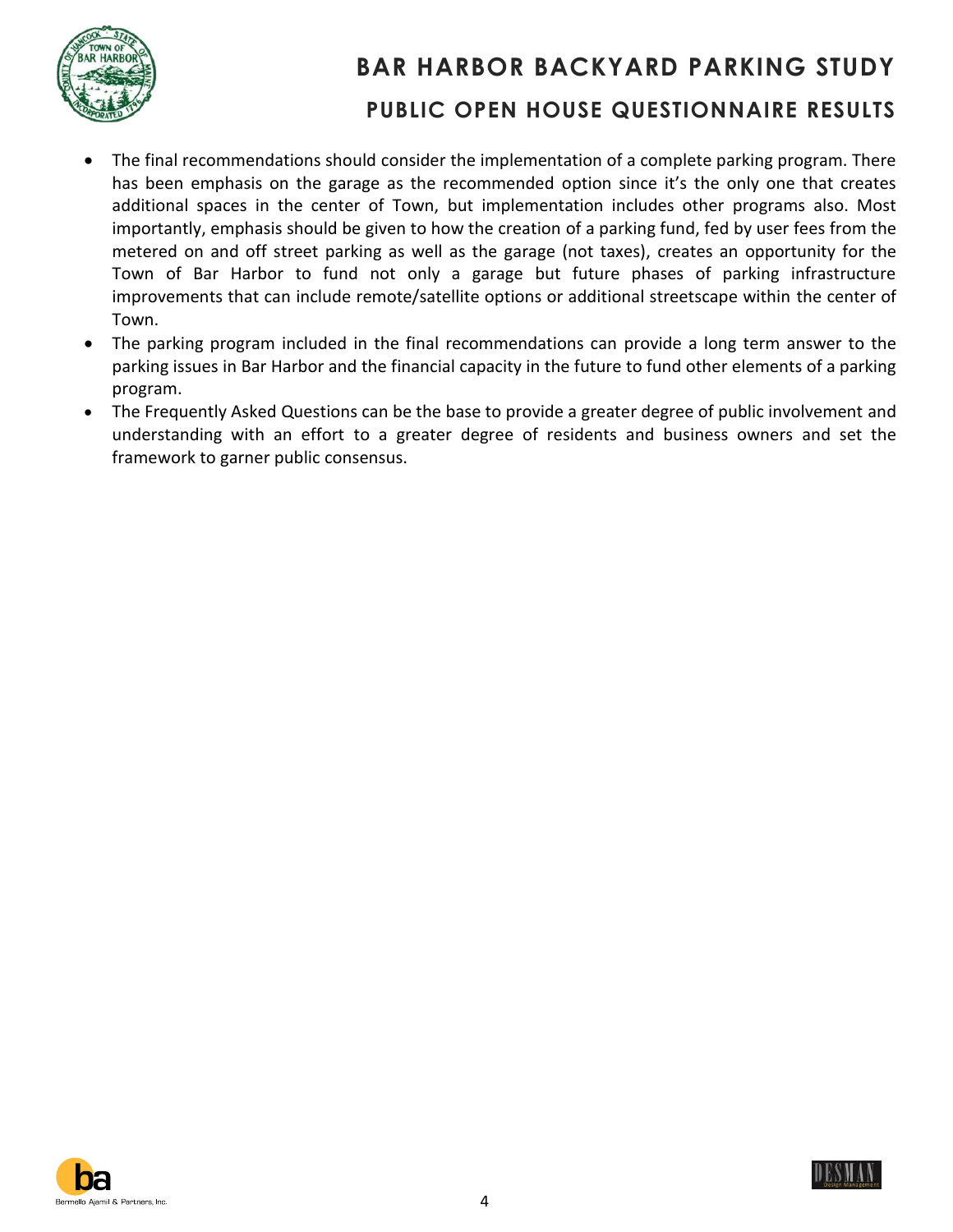- The final recommendations should consider the implementation of a complete parking program. There has been emphasis on the garage as the recommended option since it's the only one that creates additional spaces in the center of Town, but implementation includes other programs also. Most importantly, emphasis should be given to how the creation of a parking fund, fed by user fees from the metered on and off street parking as well as the garage (not taxes), creates an opportunity for the Town of Bar Harbor to fund not only a garage but future phases of parking infrastructure improvements that can include remote/satellite options or additional streetscape within the center of Town.
- The parking program included in the final recommendations can provide a long term answer to the parking issues in Bar Harbor and the financial capacity in the future to fund other elements of a parking program.
- The Frequently Asked Questions can be the base to provide a greater degree of public involvement and understanding with an effort to a greater degree of residents and business owners and set the framework to garner public consensus.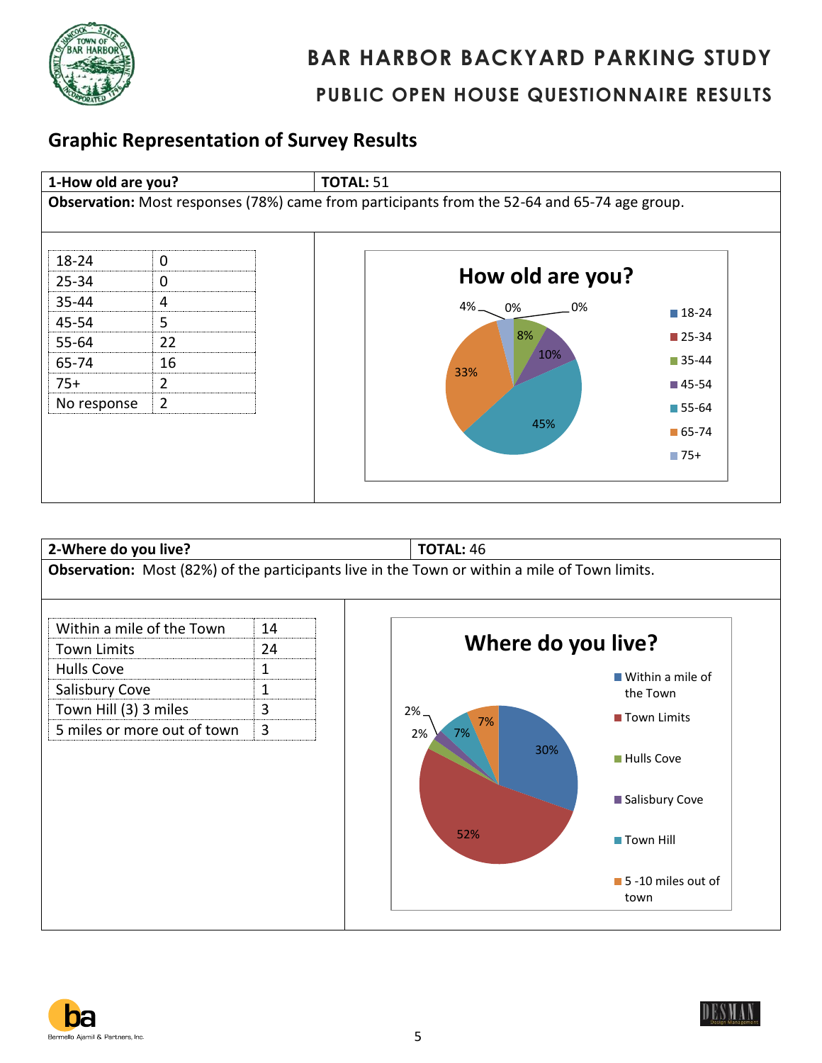# BAR HARBOR BACKYARD PARKING STUDY

## PUBLIC OPEN HOUSE QUESTIONNAIRE RESULTS

## Graphic Representation of Survey Results

**1-How old are you?** **TOTAL:** 51

**Observation:** Most responses (78%) came from participants from the 52-64 and 65-74 age group.

| Age | Count |
|---|---|
| 18-24 | 0 |
| 25-34 | 0 |
| 35-44 | 4 |
| 45-54 | 5 |
| 55-64 | 22 |
| 65-74 | 16 |
| 75+ | 2 |
| No response | 2 |

**How old are you?**

| Age | Percent |
|---|---|
| 18-24 | 0% |
| 25-34 | 0% |
| 35-44 | 8% |
| 45-54 | 10% |
| 55-64 | 45% |
| 65-74 | 33% |
| 75+ | 4% |

**2-Where do you live?** **TOTAL:** 46

**Observation:** Most (82%) of the participants live in the Town or within a mile of Town limits.

| Location | Count |
|---|---|
| Within a mile of the Town | 14 |
| Town Limits | 24 |
| Hulls Cove | 1 |
| Salisbury Cove | 1 |
| Town Hill (3) 3 miles | 3 |
| 5 miles or more out of town | 3 |

**Where do you live?**

| Location | Percent |
|---|---|
| Within a mile of the Town | 30% |
| Town Limits | 52% |
| Hulls Cove | 2% |
| Salisbury Cove | 2% |
| Town Hill | 7% |
| 5 -10 miles out of town | 7% |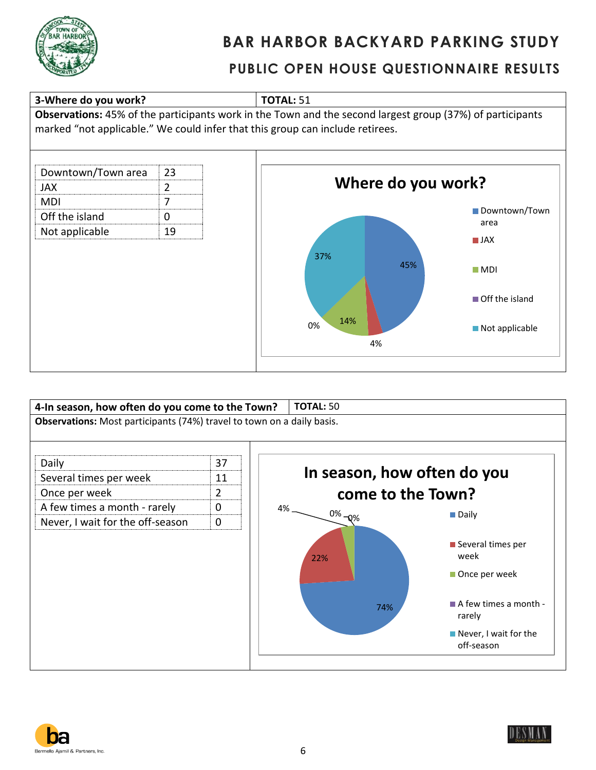# BAR HARBOR BACKYARD PARKING STUDY

## PUBLIC OPEN HOUSE QUESTIONNAIRE RESULTS

**3-Where do you work?** **TOTAL:** 51

**Observations:** 45% of the participants work in the Town and the second largest group (37%) of participants marked "not applicable." We could infer that this group can include retirees.

| Downtown/Town area | 23 |
|---|---|
| JAX | 2 |
| MDI | 7 |
| Off the island | 0 |
| Not applicable | 19 |

**Where do you work?**

- Downtown/Town area: 45%
- JAX: 4%
- MDI: 14%
- Off the island: 0%
- Not applicable: 37%

**4-In season, how often do you come to the Town?** **TOTAL:** 50

**Observations:** Most participants (74%) travel to town on a daily basis.

| Daily | 37 |
|---|---|
| Several times per week | 11 |
| Once per week | 2 |
| A few times a month - rarely | 0 |
| Never, I wait for the off-season | 0 |

**In season, how often do you come to the Town?**

- Daily: 74%
- Several times per week: 22%
- Once per week: 4%
- A few times a month - rarely: 0%
- Never, I wait for the off-season: 0%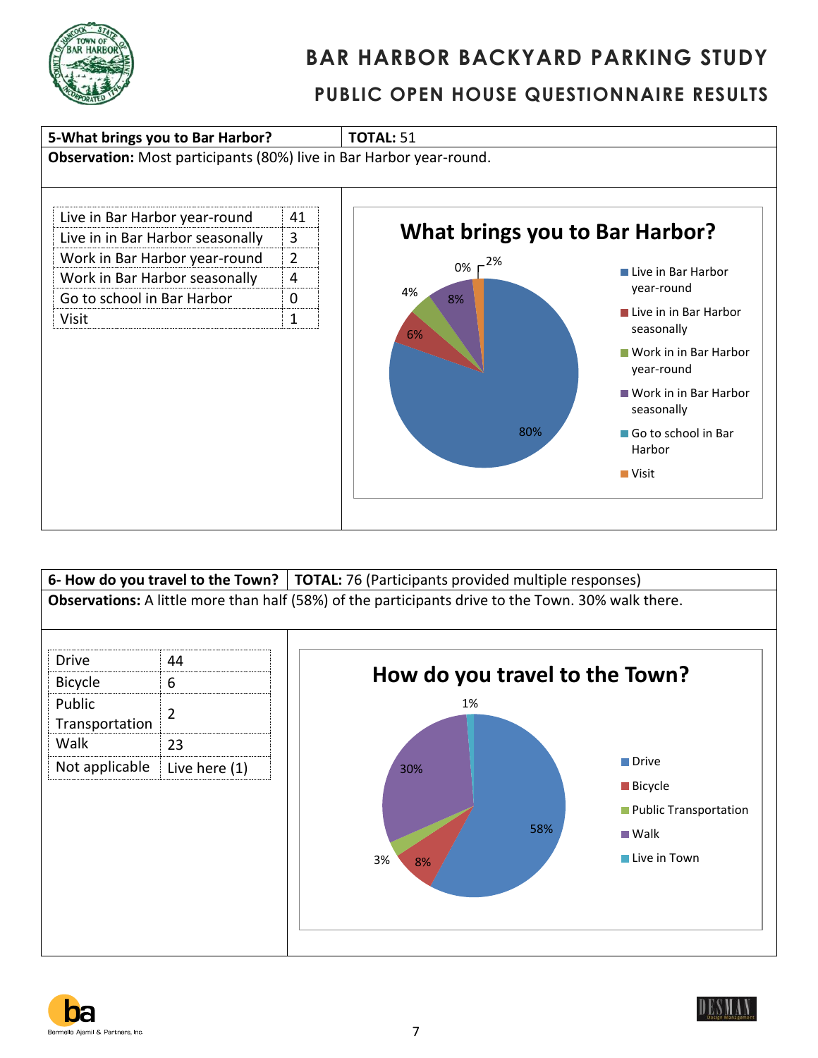# BAR HARBOR BACKYARD PARKING STUDY

## PUBLIC OPEN HOUSE QUESTIONNAIRE RESULTS

**5-What brings you to Bar Harbor?** | **TOTAL:** 51

**Observation:** Most participants (80%) live in Bar Harbor year-round.

| Response | Count |
|---|---|
| Live in Bar Harbor year-round | 41 |
| Live in in Bar Harbor seasonally | 3 |
| Work in Bar Harbor year-round | 2 |
| Work in Bar Harbor seasonally | 4 |
| Go to school in Bar Harbor | 0 |
| Visit | 1 |

**What brings you to Bar Harbor?**

- Live in Bar Harbor year-round: 80%
- Live in in Bar Harbor seasonally: 6%
- Work in in Bar Harbor year-round: 4%
- Work in in Bar Harbor seasonally: 8%
- Go to school in Bar Harbor: 0%
- Visit: 2%

**6- How do you travel to the Town?** | **TOTAL:** 76 (Participants provided multiple responses)

**Observations:** A little more than half (58%) of the participants drive to the Town. 30% walk there.

| Response | Count |
|---|---|
| Drive | 44 |
| Bicycle | 6 |
| Public Transportation | 2 |
| Walk | 23 |
| Not applicable | Live here (1) |

**How do you travel to the Town?**

- Drive: 58%
- Bicycle: 8%
- Public Transportation: 3%
- Walk: 30%
- Live in Town: 1%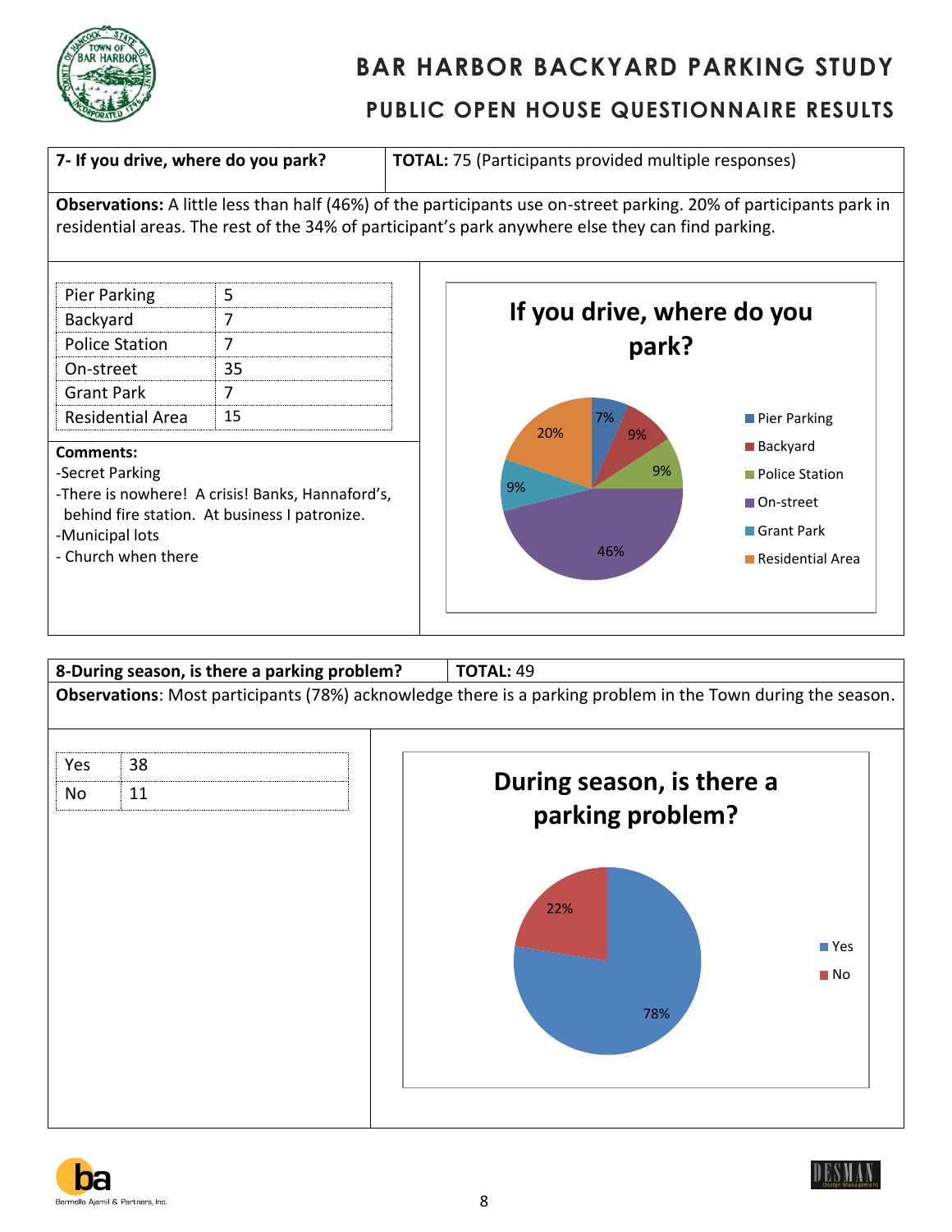# BAR HARBOR BACKYARD PARKING STUDY

## PUBLIC OPEN HOUSE QUESTIONNAIRE RESULTS

**7- If you drive, where do you park?** | **TOTAL:** 75 (Participants provided multiple responses)

**Observations:** A little less than half (46%) of the participants use on-street parking. 20% of participants park in residential areas. The rest of the 34% of participant's park anywhere else they can find parking.

| Response | Count |
|---|---|
| Pier Parking | 5 |
| Backyard | 7 |
| Police Station | 7 |
| On-street | 35 |
| Grant Park | 7 |
| Residential Area | 15 |

**Comments:**

-Secret Parking

-There is nowhere! A crisis! Banks, Hannaford's, behind fire station. At business I patronize.

-Municipal lots

- Church when there

**If you drive, where do you park?**

| Response | Percent |
|---|---|
| Pier Parking | 7% |
| Backyard | 9% |
| Police Station | 9% |
| On-street | 46% |
| Grant Park | 9% |
| Residential Area | 20% |

**8-During season, is there a parking problem?** | **TOTAL:** 49

**Observations**: Most participants (78%) acknowledge there is a parking problem in the Town during the season.

| Response | Count |
|---|---|
| Yes | 38 |
| No | 11 |

**During season, is there a parking problem?**

| Response | Percent |
|---|---|
| Yes | 78% |
| No | 22% |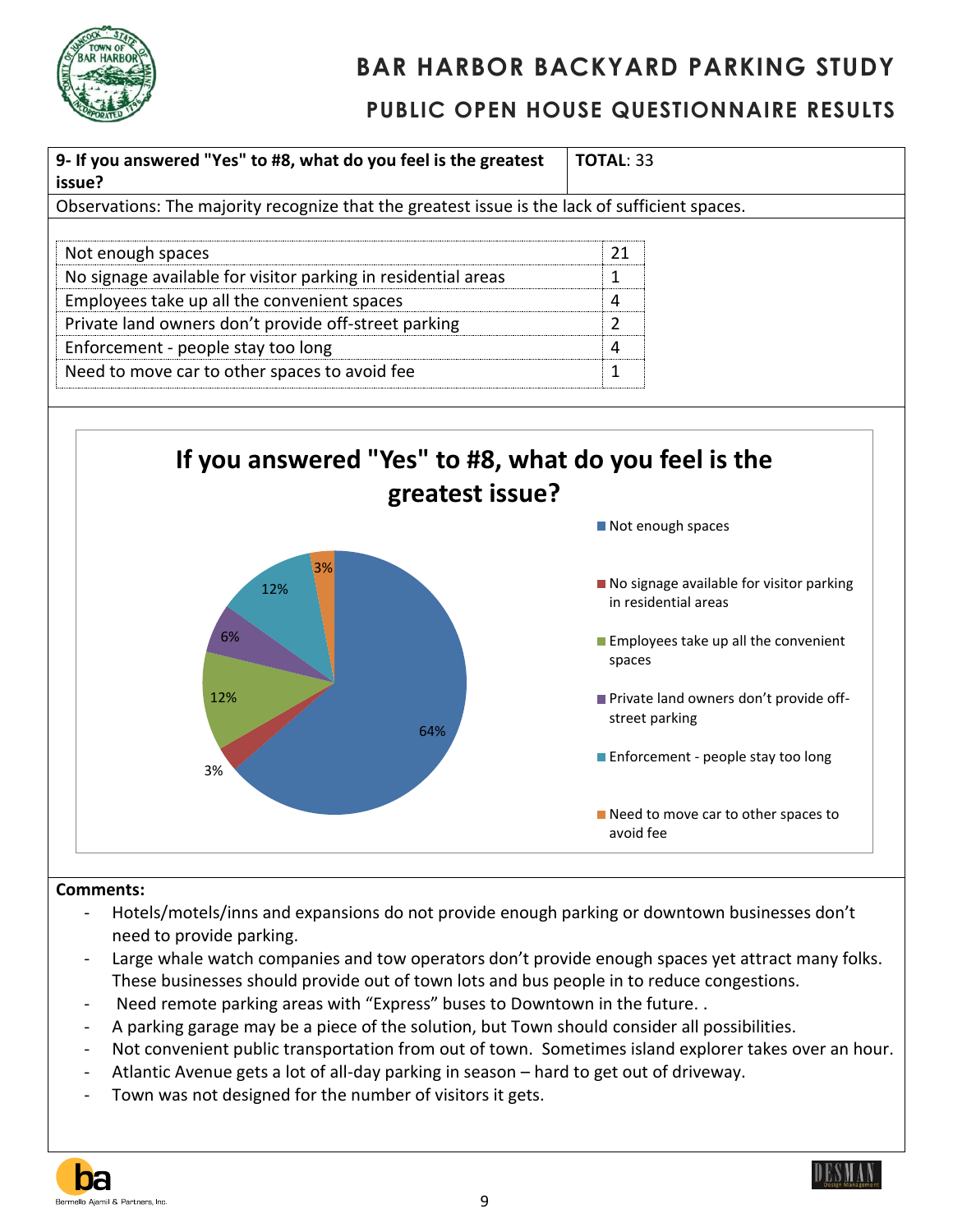# BAR HARBOR BACKYARD PARKING STUDY

## PUBLIC OPEN HOUSE QUESTIONNAIRE RESULTS

| 9- If you answered "Yes" to #8, what do you feel is the greatest issue? | TOTAL: 33 |
|---|---|

Observations: The majority recognize that the greatest issue is the lack of sufficient spaces.

| Response | Count |
|---|---|
| Not enough spaces | 21 |
| No signage available for visitor parking in residential areas | 1 |
| Employees take up all the convenient spaces | 4 |
| Private land owners don't provide off-street parking | 2 |
| Enforcement - people stay too long | 4 |
| Need to move car to other spaces to avoid fee | 1 |

**If you answered "Yes" to #8, what do you feel is the greatest issue?**

| Response | Percentage |
|---|---|
| Not enough spaces | 64% |
| No signage available for visitor parking in residential areas | 3% |
| Employees take up all the convenient spaces | 12% |
| Private land owners don't provide off-street parking | 6% |
| Enforcement - people stay too long | 12% |
| Need to move car to other spaces to avoid fee | 3% |

**Comments:**

- Hotels/motels/inns and expansions do not provide enough parking or downtown businesses don't need to provide parking.
- Large whale watch companies and tow operators don't provide enough spaces yet attract many folks. These businesses should provide out of town lots and bus people in to reduce congestions.
- Need remote parking areas with "Express" buses to Downtown in the future. .
- A parking garage may be a piece of the solution, but Town should consider all possibilities.
- Not convenient public transportation from out of town. Sometimes island explorer takes over an hour.
- Atlantic Avenue gets a lot of all-day parking in season – hard to get out of driveway.
- Town was not designed for the number of visitors it gets.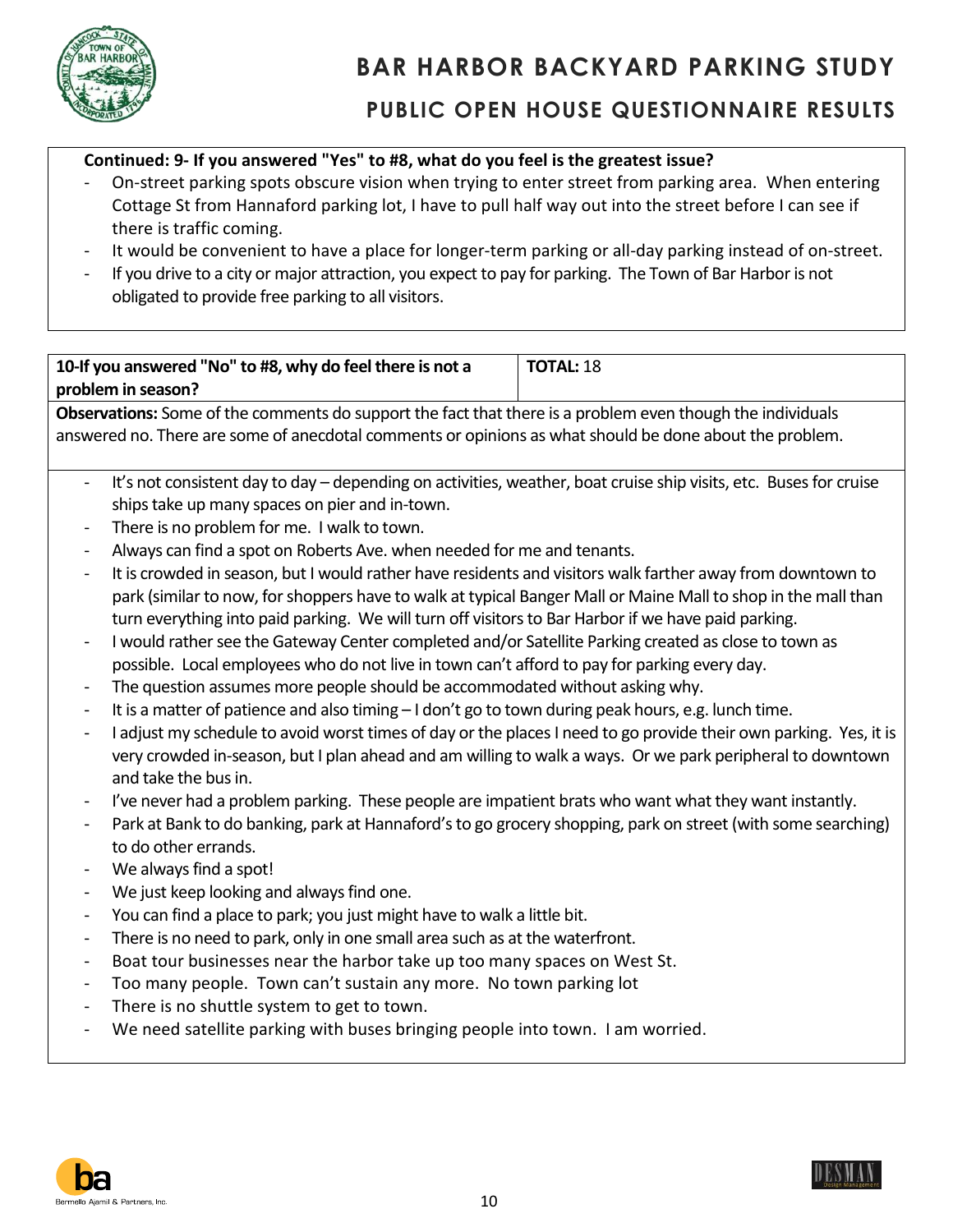**Continued: 9- If you answered "Yes" to #8, what do you feel is the greatest issue?**

- On-street parking spots obscure vision when trying to enter street from parking area. When entering Cottage St from Hannaford parking lot, I have to pull half way out into the street before I can see if there is traffic coming.
- It would be convenient to have a place for longer-term parking or all-day parking instead of on-street.
- If you drive to a city or major attraction, you expect to pay for parking. The Town of Bar Harbor is not obligated to provide free parking to all visitors.

| 10-If you answered "No" to #8, why do feel there is not a problem in season? | TOTAL: 18 |
|---|---|

**Observations:** Some of the comments do support the fact that there is a problem even though the individuals answered no. There are some of anecdotal comments or opinions as what should be done about the problem.

- It's not consistent day to day – depending on activities, weather, boat cruise ship visits, etc. Buses for cruise ships take up many spaces on pier and in-town.
- There is no problem for me. I walk to town.
- Always can find a spot on Roberts Ave. when needed for me and tenants.
- It is crowded in season, but I would rather have residents and visitors walk farther away from downtown to park (similar to now, for shoppers have to walk at typical Banger Mall or Maine Mall to shop in the mall than turn everything into paid parking. We will turn off visitors to Bar Harbor if we have paid parking.
- I would rather see the Gateway Center completed and/or Satellite Parking created as close to town as possible. Local employees who do not live in town can't afford to pay for parking every day.
- The question assumes more people should be accommodated without asking why.
- It is a matter of patience and also timing – I don't go to town during peak hours, e.g. lunch time.
- I adjust my schedule to avoid worst times of day or the places I need to go provide their own parking. Yes, it is very crowded in-season, but I plan ahead and am willing to walk a ways. Or we park peripheral to downtown and take the bus in.
- I've never had a problem parking. These people are impatient brats who want what they want instantly.
- Park at Bank to do banking, park at Hannaford's to go grocery shopping, park on street (with some searching) to do other errands.
- We always find a spot!
- We just keep looking and always find one.
- You can find a place to park; you just might have to walk a little bit.
- There is no need to park, only in one small area such as at the waterfront.
- Boat tour businesses near the harbor take up too many spaces on West St.
- Too many people. Town can't sustain any more. No town parking lot
- There is no shuttle system to get to town.
- We need satellite parking with buses bringing people into town. I am worried.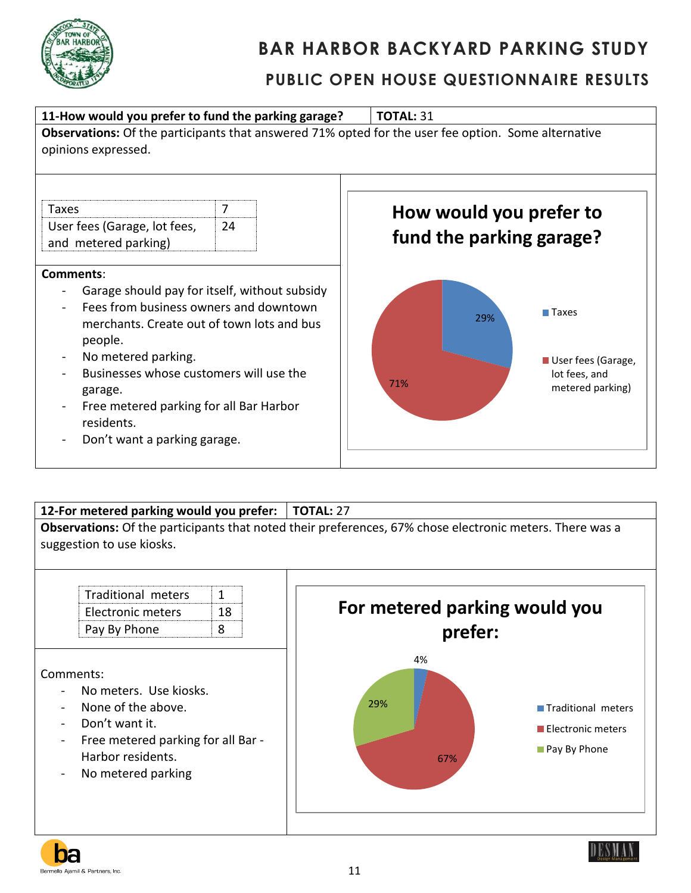# BAR HARBOR BACKYARD PARKING STUDY

## PUBLIC OPEN HOUSE QUESTIONNAIRE RESULTS

**11-How would you prefer to fund the parking garage?** **TOTAL:** 31

**Observations:** Of the participants that answered 71% opted for the user fee option. Some alternative opinions expressed.

| Taxes | 7 |
|---|---|
| User fees (Garage, lot fees, and metered parking) | 24 |

**Comments**:

- Garage should pay for itself, without subsidy
- Fees from business owners and downtown merchants. Create out of town lots and bus people.
- No metered parking.
- Businesses whose customers will use the garage.
- Free metered parking for all Bar Harbor residents.
- Don't want a parking garage.

**How would you prefer to fund the parking garage?**

- Taxes: 29%
- User fees (Garage, lot fees, and metered parking): 71%

**12-For metered parking would you prefer:** **TOTAL:** 27

**Observations:** Of the participants that noted their preferences, 67% chose electronic meters. There was a suggestion to use kiosks.

| Traditional meters | 1 |
|---|---|
| Electronic meters | 18 |
| Pay By Phone | 8 |

Comments:

- No meters. Use kiosks.
- None of the above.
- Don't want it.
- Free metered parking for all Bar - Harbor residents.
- No metered parking

**For metered parking would you prefer:**

- Traditional meters: 4%
- Electronic meters: 67%
- Pay By Phone: 29%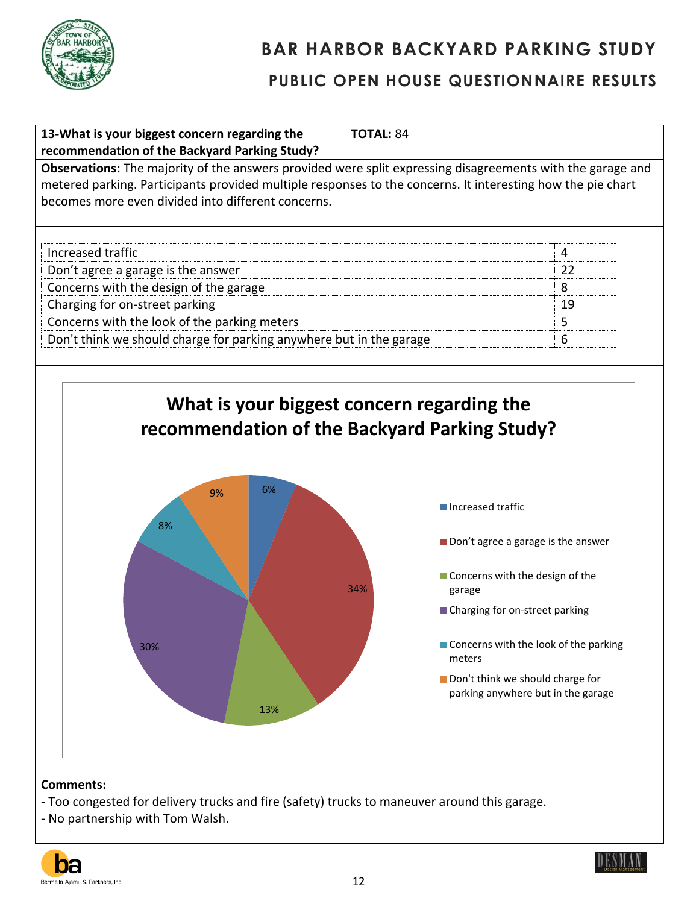# BAR HARBOR BACKYARD PARKING STUDY

## PUBLIC OPEN HOUSE QUESTIONNAIRE RESULTS

| **13-What is your biggest concern regarding the recommendation of the Backyard Parking Study?** | **TOTAL:** 84 |
|---|---|

**Observations:** The majority of the answers provided were split expressing disagreements with the garage and metered parking. Participants provided multiple responses to the concerns. It interesting how the pie chart becomes more even divided into different concerns.

| Concern | Count |
|---|---|
| Increased traffic | 4 |
| Don't agree a garage is the answer | 22 |
| Concerns with the design of the garage | 8 |
| Charging for on-street parking | 19 |
| Concerns with the look of the parking meters | 5 |
| Don't think we should charge for parking anywhere but in the garage | 6 |

**What is your biggest concern regarding the recommendation of the Backyard Parking Study?**

| Concern | Percentage |
|---|---|
| Increased traffic | 6% |
| Don't agree a garage is the answer | 34% |
| Concerns with the design of the garage | 13% |
| Charging for on-street parking | 30% |
| Concerns with the look of the parking meters | 8% |
| Don't think we should charge for parking anywhere but in the garage | 9% |

**Comments:**

- Too congested for delivery trucks and fire (safety) trucks to maneuver around this garage.
- No partnership with Tom Walsh.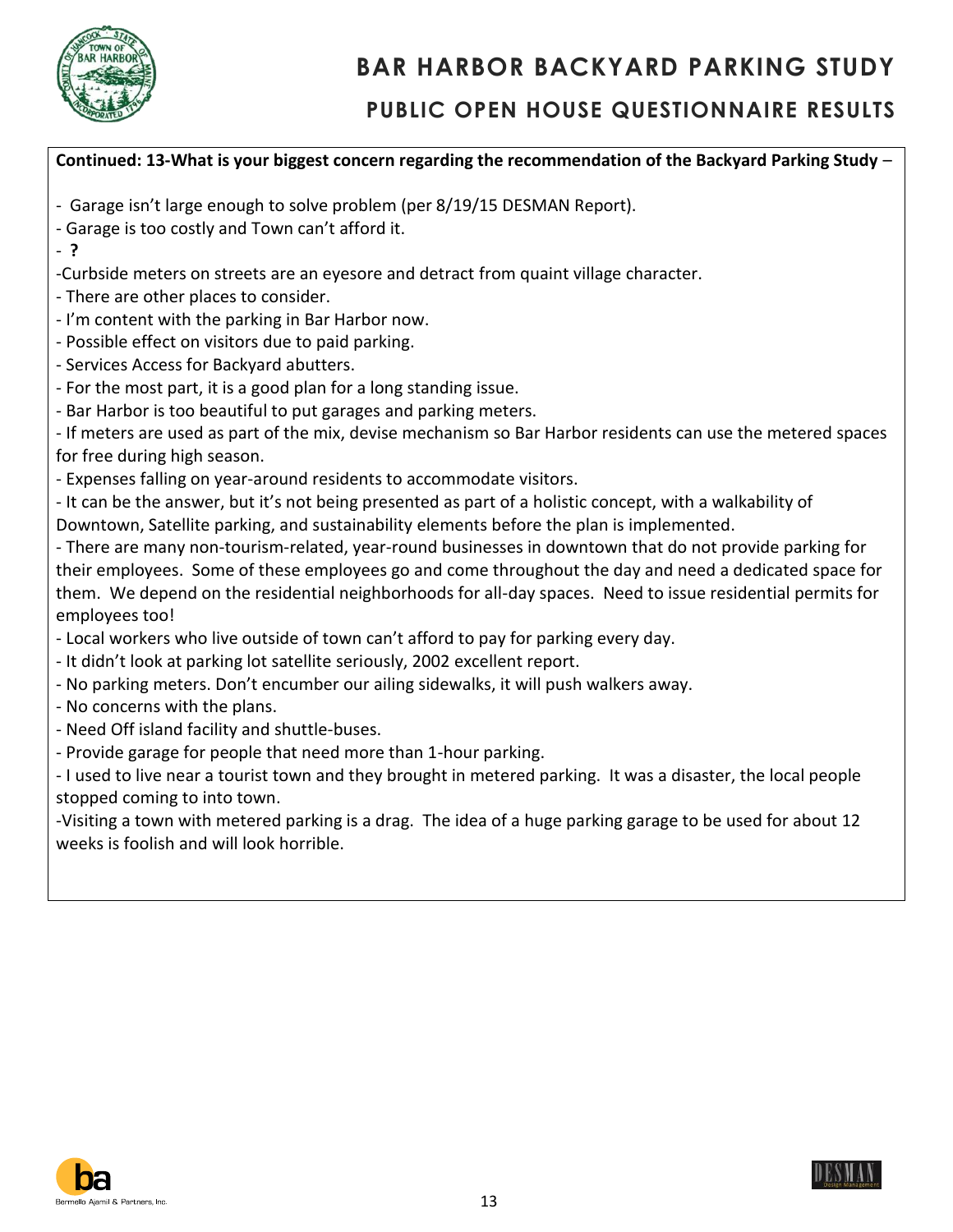**Continued: 13-What is your biggest concern regarding the recommendation of the Backyard Parking Study** –

- Garage isn't large enough to solve problem (per 8/19/15 DESMAN Report).
- Garage is too costly and Town can't afford it.
- **?**
- Curbside meters on streets are an eyesore and detract from quaint village character.
- There are other places to consider.
- I'm content with the parking in Bar Harbor now.
- Possible effect on visitors due to paid parking.
- Services Access for Backyard abutters.
- For the most part, it is a good plan for a long standing issue.
- Bar Harbor is too beautiful to put garages and parking meters.
- If meters are used as part of the mix, devise mechanism so Bar Harbor residents can use the metered spaces for free during high season.
- Expenses falling on year-around residents to accommodate visitors.
- It can be the answer, but it's not being presented as part of a holistic concept, with a walkability of Downtown, Satellite parking, and sustainability elements before the plan is implemented.
- There are many non-tourism-related, year-round businesses in downtown that do not provide parking for their employees. Some of these employees go and come throughout the day and need a dedicated space for them. We depend on the residential neighborhoods for all-day spaces. Need to issue residential permits for employees too!
- Local workers who live outside of town can't afford to pay for parking every day.
- It didn't look at parking lot satellite seriously, 2002 excellent report.
- No parking meters. Don't encumber our ailing sidewalks, it will push walkers away.
- No concerns with the plans.
- Need Off island facility and shuttle-buses.
- Provide garage for people that need more than 1-hour parking.
- I used to live near a tourist town and they brought in metered parking. It was a disaster, the local people stopped coming to into town.
- Visiting a town with metered parking is a drag. The idea of a huge parking garage to be used for about 12 weeks is foolish and will look horrible.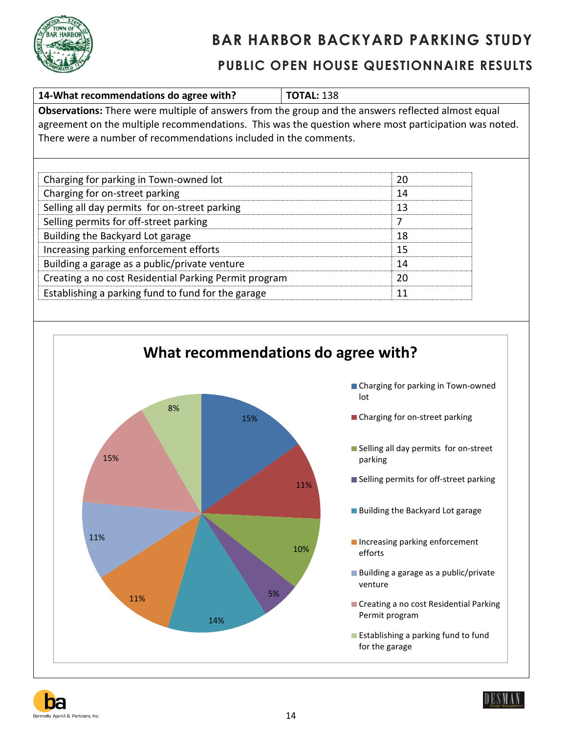# BAR HARBOR BACKYARD PARKING STUDY

## PUBLIC OPEN HOUSE QUESTIONNAIRE RESULTS

| **14-What recommendations do agree with?** | **TOTAL:** 138 |
|---|---|

**Observations:** There were multiple of answers from the group and the answers reflected almost equal agreement on the multiple recommendations. This was the question where most participation was noted. There were a number of recommendations included in the comments.

| Recommendation | Count |
|---|---|
| Charging for parking in Town-owned lot | 20 |
| Charging for on-street parking | 14 |
| Selling all day permits for on-street parking | 13 |
| Selling permits for off-street parking | 7 |
| Building the Backyard Lot garage | 18 |
| Increasing parking enforcement efforts | 15 |
| Building a garage as a public/private venture | 14 |
| Creating a no cost Residential Parking Permit program | 20 |
| Establishing a parking fund to fund for the garage | 11 |

**What recommendations do agree with?**

| Recommendation | Percentage |
|---|---|
| Charging for parking in Town-owned lot | 15% |
| Charging for on-street parking | 11% |
| Selling all day permits for on-street parking | 10% |
| Selling permits for off-street parking | 5% |
| Building the Backyard Lot garage | 14% |
| Increasing parking enforcement efforts | 11% |
| Building a garage as a public/private venture | 11% |
| Creating a no cost Residential Parking Permit program | 15% |
| Establishing a parking fund to fund for the garage | 8% |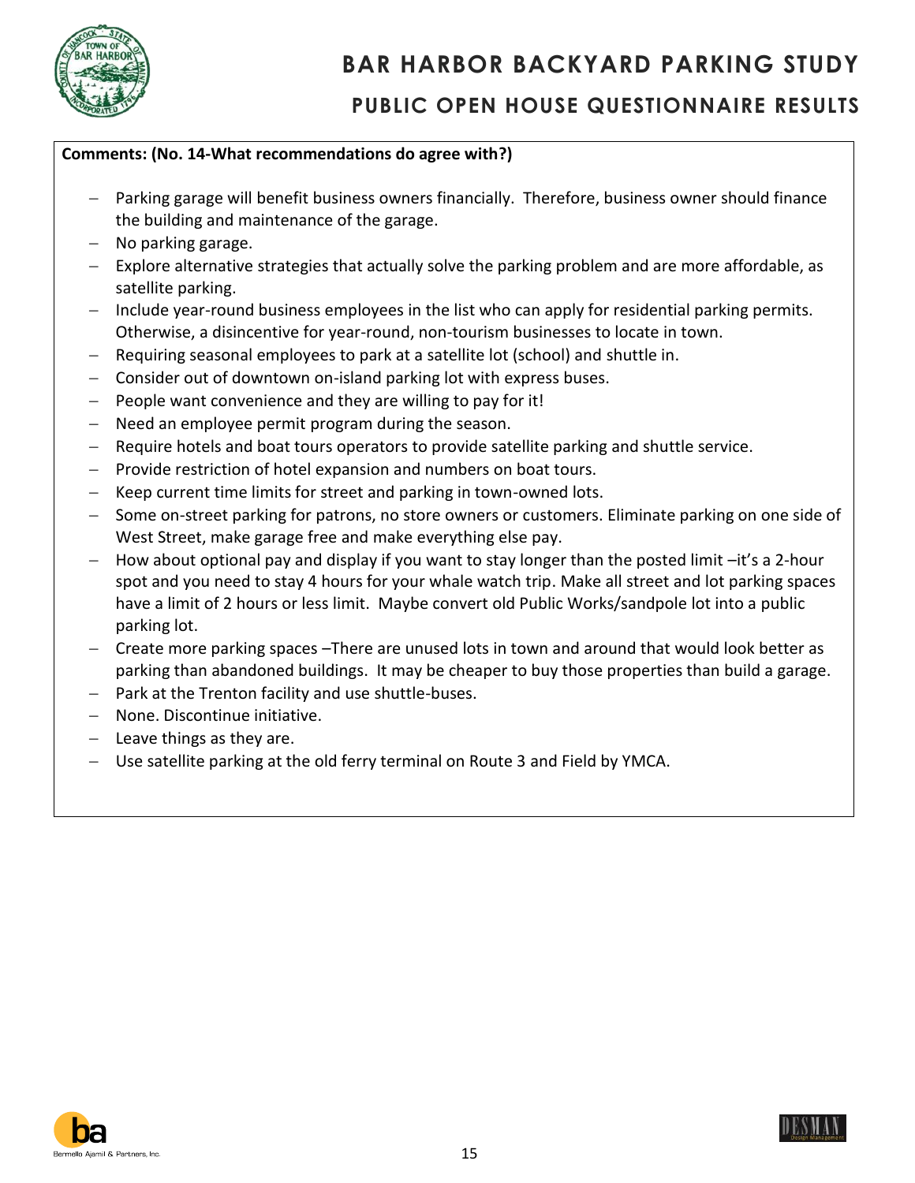**Comments: (No. 14-What recommendations do agree with?)**

- Parking garage will benefit business owners financially. Therefore, business owner should finance the building and maintenance of the garage.
- No parking garage.
- Explore alternative strategies that actually solve the parking problem and are more affordable, as satellite parking.
- Include year-round business employees in the list who can apply for residential parking permits. Otherwise, a disincentive for year-round, non-tourism businesses to locate in town.
- Requiring seasonal employees to park at a satellite lot (school) and shuttle in.
- Consider out of downtown on-island parking lot with express buses.
- People want convenience and they are willing to pay for it!
- Need an employee permit program during the season.
- Require hotels and boat tours operators to provide satellite parking and shuttle service.
- Provide restriction of hotel expansion and numbers on boat tours.
- Keep current time limits for street and parking in town-owned lots.
- Some on-street parking for patrons, no store owners or customers. Eliminate parking on one side of West Street, make garage free and make everything else pay.
- How about optional pay and display if you want to stay longer than the posted limit –it's a 2-hour spot and you need to stay 4 hours for your whale watch trip. Make all street and lot parking spaces have a limit of 2 hours or less limit. Maybe convert old Public Works/sandpole lot into a public parking lot.
- Create more parking spaces –There are unused lots in town and around that would look better as parking than abandoned buildings. It may be cheaper to buy those properties than build a garage.
- Park at the Trenton facility and use shuttle-buses.
- None. Discontinue initiative.
- Leave things as they are.
- Use satellite parking at the old ferry terminal on Route 3 and Field by YMCA.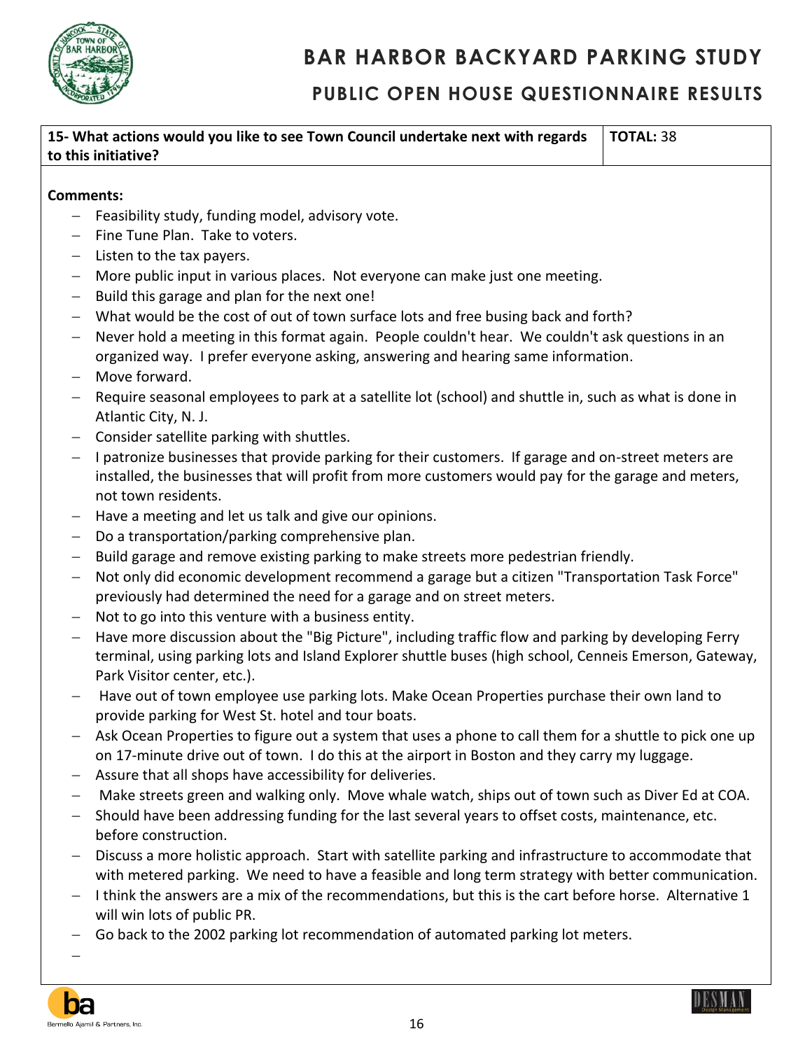| 15- What actions would you like to see Town Council undertake next with regards to this initiative? | TOTAL: 38 |
|---|---|

**Comments:**

- Feasibility study, funding model, advisory vote.
- Fine Tune Plan. Take to voters.
- Listen to the tax payers.
- More public input in various places. Not everyone can make just one meeting.
- Build this garage and plan for the next one!
- What would be the cost of out of town surface lots and free busing back and forth?
- Never hold a meeting in this format again. People couldn't hear. We couldn't ask questions in an organized way. I prefer everyone asking, answering and hearing same information.
- Move forward.
- Require seasonal employees to park at a satellite lot (school) and shuttle in, such as what is done in Atlantic City, N. J.
- Consider satellite parking with shuttles.
- I patronize businesses that provide parking for their customers. If garage and on-street meters are installed, the businesses that will profit from more customers would pay for the garage and meters, not town residents.
- Have a meeting and let us talk and give our opinions.
- Do a transportation/parking comprehensive plan.
- Build garage and remove existing parking to make streets more pedestrian friendly.
- Not only did economic development recommend a garage but a citizen "Transportation Task Force" previously had determined the need for a garage and on street meters.
- Not to go into this venture with a business entity.
- Have more discussion about the "Big Picture", including traffic flow and parking by developing Ferry terminal, using parking lots and Island Explorer shuttle buses (high school, Cenneis Emerson, Gateway, Park Visitor center, etc.).
- Have out of town employee use parking lots. Make Ocean Properties purchase their own land to provide parking for West St. hotel and tour boats.
- Ask Ocean Properties to figure out a system that uses a phone to call them for a shuttle to pick one up on 17-minute drive out of town. I do this at the airport in Boston and they carry my luggage.
- Assure that all shops have accessibility for deliveries.
- Make streets green and walking only. Move whale watch, ships out of town such as Diver Ed at COA.
- Should have been addressing funding for the last several years to offset costs, maintenance, etc. before construction.
- Discuss a more holistic approach. Start with satellite parking and infrastructure to accommodate that with metered parking. We need to have a feasible and long term strategy with better communication.
- I think the answers are a mix of the recommendations, but this is the cart before horse. Alternative 1 will win lots of public PR.
- Go back to the 2002 parking lot recommendation of automated parking lot meters.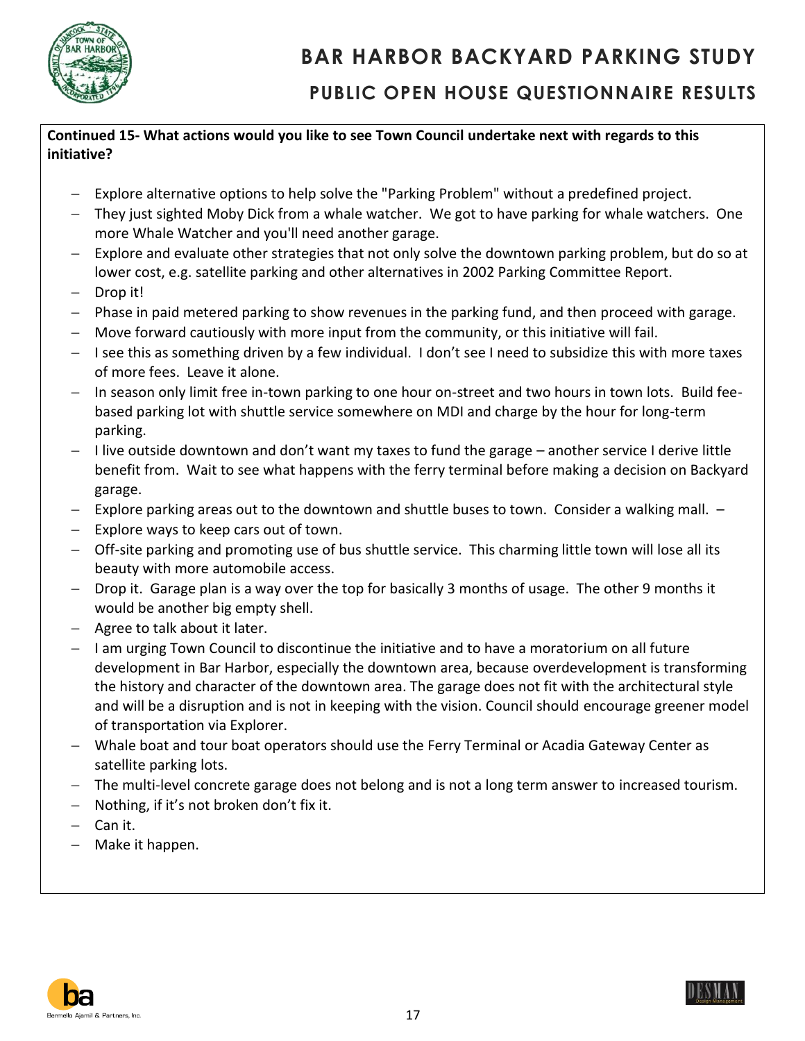**Continued 15- What actions would you like to see Town Council undertake next with regards to this initiative?**

- Explore alternative options to help solve the "Parking Problem" without a predefined project.
- They just sighted Moby Dick from a whale watcher. We got to have parking for whale watchers. One more Whale Watcher and you'll need another garage.
- Explore and evaluate other strategies that not only solve the downtown parking problem, but do so at lower cost, e.g. satellite parking and other alternatives in 2002 Parking Committee Report.
- Drop it!
- Phase in paid metered parking to show revenues in the parking fund, and then proceed with garage.
- Move forward cautiously with more input from the community, or this initiative will fail.
- I see this as something driven by a few individual. I don't see I need to subsidize this with more taxes of more fees. Leave it alone.
- In season only limit free in-town parking to one hour on-street and two hours in town lots. Build fee-based parking lot with shuttle service somewhere on MDI and charge by the hour for long-term parking.
- I live outside downtown and don't want my taxes to fund the garage – another service I derive little benefit from. Wait to see what happens with the ferry terminal before making a decision on Backyard garage.
- Explore parking areas out to the downtown and shuttle buses to town. Consider a walking mall. –
- Explore ways to keep cars out of town.
- Off-site parking and promoting use of bus shuttle service. This charming little town will lose all its beauty with more automobile access.
- Drop it. Garage plan is a way over the top for basically 3 months of usage. The other 9 months it would be another big empty shell.
- Agree to talk about it later.
- I am urging Town Council to discontinue the initiative and to have a moratorium on all future development in Bar Harbor, especially the downtown area, because overdevelopment is transforming the history and character of the downtown area. The garage does not fit with the architectural style and will be a disruption and is not in keeping with the vision. Council should encourage greener model of transportation via Explorer.
- Whale boat and tour boat operators should use the Ferry Terminal or Acadia Gateway Center as satellite parking lots.
- The multi-level concrete garage does not belong and is not a long term answer to increased tourism.
- Nothing, if it's not broken don't fix it.
- Can it.
- Make it happen.